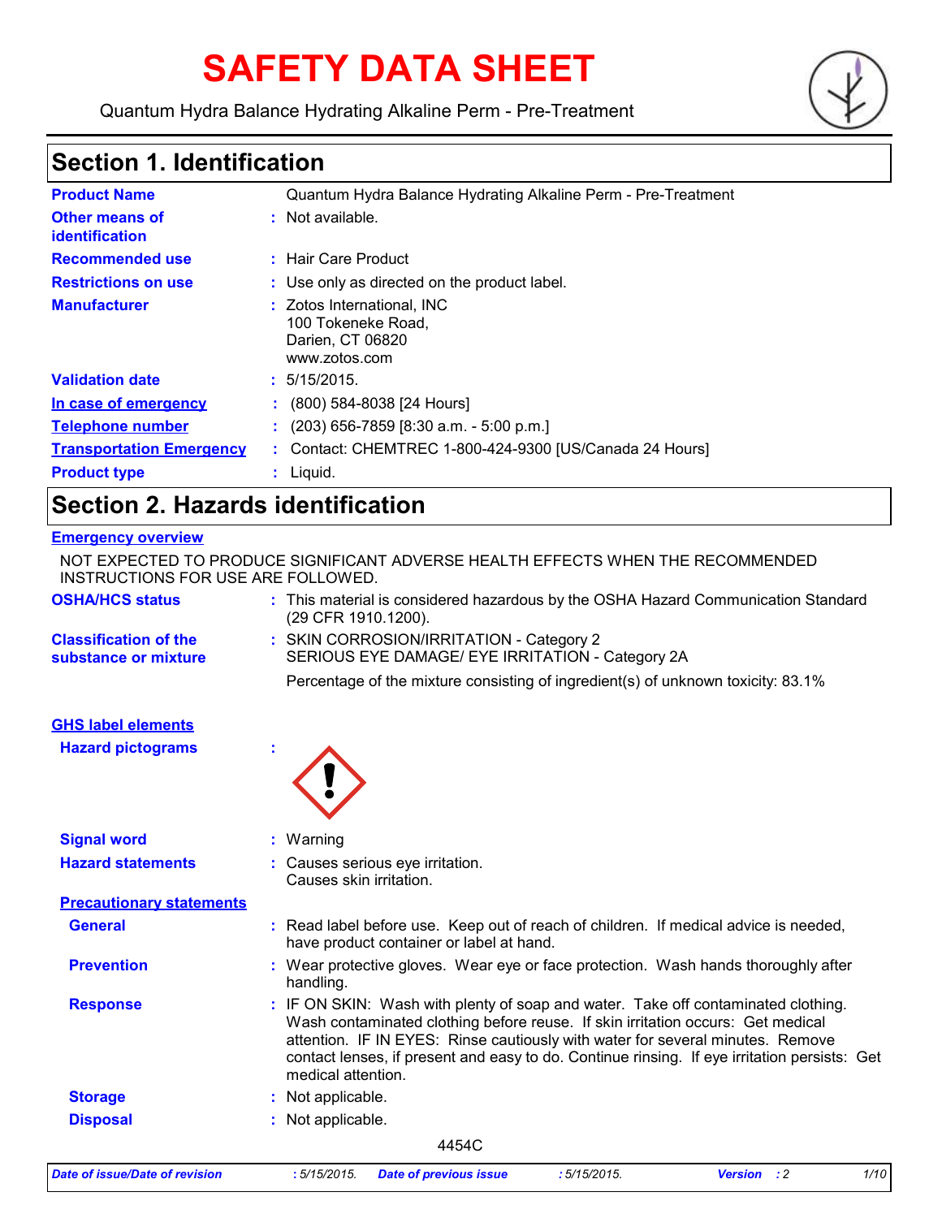# SAFETY DATA SHEET

Quantum Hydra Balance Hydrating Alkaline Perm - Pre-Treatment

## Section 1. Identification

| | | |
|---|---|---|
| **Product Name** | | Quantum Hydra Balance Hydrating Alkaline Perm - Pre-Treatment |
| **Other means of identification** | : | Not available. |
| **Recommended use** | : | Hair Care Product |
| **Restrictions on use** | : | Use only as directed on the product label. |
| **Manufacturer** | : | Zotos International, INC<br>100 Tokeneke Road,<br>Darien, CT 06820<br>www.zotos.com |
| **Validation date** | : | 5/15/2015. |
| **In case of emergency** | : | (800) 584-8038 [24 Hours] |
| **Telephone number** | : | (203) 656-7859 [8:30 a.m. - 5:00 p.m.] |
| **Transportation Emergency** | : | Contact: CHEMTREC 1-800-424-9300 [US/Canada 24 Hours] |
| **Product type** | : | Liquid. |

## Section 2. Hazards identification

**Emergency overview**

NOT EXPECTED TO PRODUCE SIGNIFICANT ADVERSE HEALTH EFFECTS WHEN THE RECOMMENDED INSTRUCTIONS FOR USE ARE FOLLOWED.

**OSHA/HCS status** : This material is considered hazardous by the OSHA Hazard Communication Standard (29 CFR 1910.1200).

**Classification of the substance or mixture** : SKIN CORROSION/IRRITATION - Category 2
SERIOUS EYE DAMAGE/ EYE IRRITATION - Category 2A

Percentage of the mixture consisting of ingredient(s) of unknown toxicity: 83.1%

**GHS label elements**

**Hazard pictograms** :

**Signal word** : Warning

**Hazard statements** : Causes serious eye irritation.
Causes skin irritation.

**Precautionary statements**

**General** : Read label before use. Keep out of reach of children. If medical advice is needed, have product container or label at hand.

**Prevention** : Wear protective gloves. Wear eye or face protection. Wash hands thoroughly after handling.

**Response** : IF ON SKIN: Wash with plenty of soap and water. Take off contaminated clothing. Wash contaminated clothing before reuse. If skin irritation occurs: Get medical attention. IF IN EYES: Rinse cautiously with water for several minutes. Remove contact lenses, if present and easy to do. Continue rinsing. If eye irritation persists: Get medical attention.

**Storage** : Not applicable.

**Disposal** : Not applicable.

4454C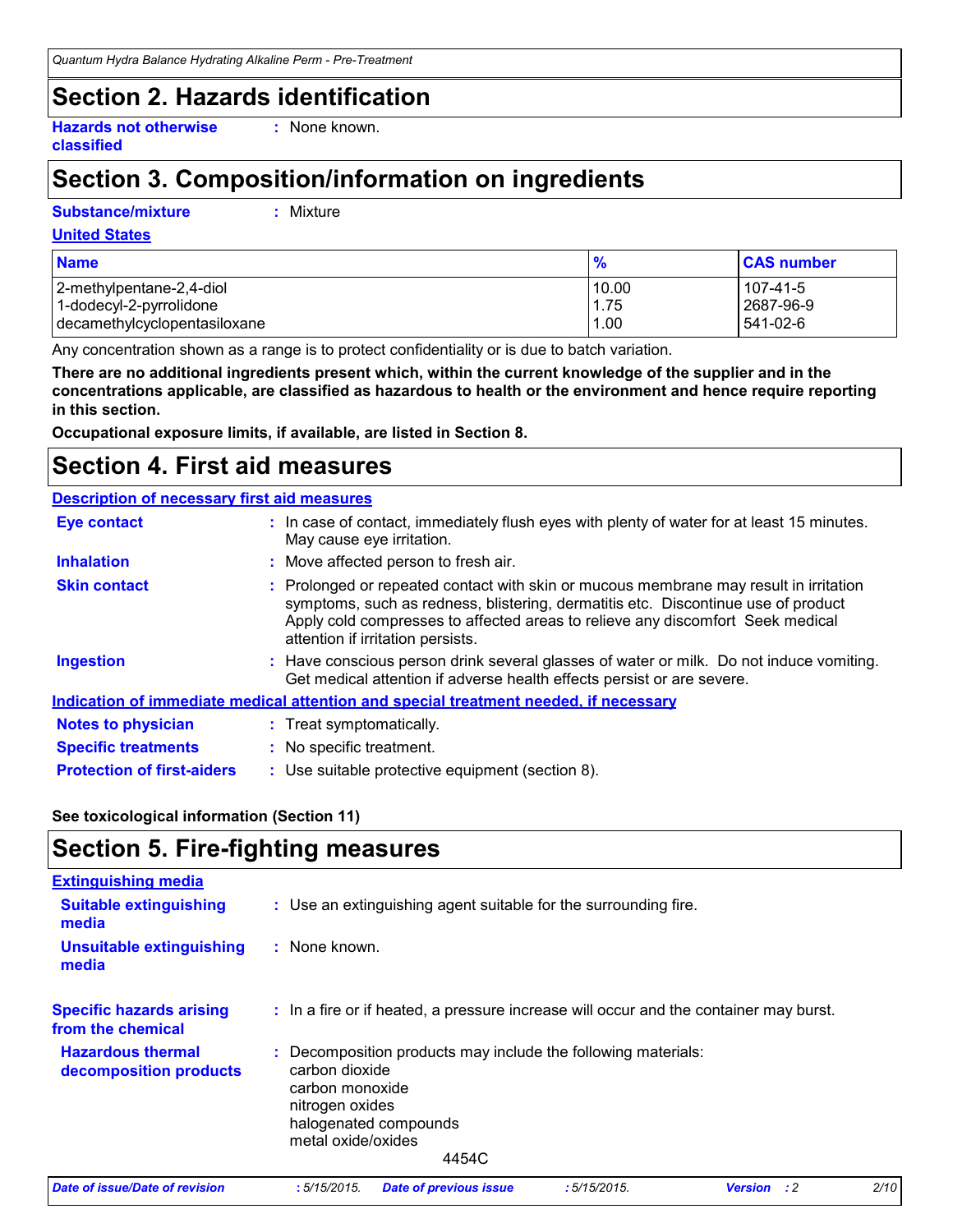## Section 2. Hazards identification

**Hazards not otherwise classified** : None known.

## Section 3. Composition/information on ingredients

**Substance/mixture** : Mixture

**United States**

| Name | % | CAS number |
|---|---|---|
| 2-methylpentane-2,4-diol | 10.00 | 107-41-5 |
| 1-dodecyl-2-pyrrolidone | 1.75 | 2687-96-9 |
| decamethylcyclopentasiloxane | 1.00 | 541-02-6 |

Any concentration shown as a range is to protect confidentiality or is due to batch variation.

**There are no additional ingredients present which, within the current knowledge of the supplier and in the concentrations applicable, are classified as hazardous to health or the environment and hence require reporting in this section.**

**Occupational exposure limits, if available, are listed in Section 8.**

## Section 4. First aid measures

**Description of necessary first aid measures**

**Eye contact** : In case of contact, immediately flush eyes with plenty of water for at least 15 minutes. May cause eye irritation.

**Inhalation** : Move affected person to fresh air.

**Skin contact** : Prolonged or repeated contact with skin or mucous membrane may result in irritation symptoms, such as redness, blistering, dermatitis etc. Discontinue use of product Apply cold compresses to affected areas to relieve any discomfort Seek medical attention if irritation persists.

**Ingestion** : Have conscious person drink several glasses of water or milk. Do not induce vomiting. Get medical attention if adverse health effects persist or are severe.

**Indication of immediate medical attention and special treatment needed, if necessary**

**Notes to physician** : Treat symptomatically.

**Specific treatments** : No specific treatment.

**Protection of first-aiders** : Use suitable protective equipment (section 8).

**See toxicological information (Section 11)**

## Section 5. Fire-fighting measures

**Extinguishing media**

**Suitable extinguishing media** : Use an extinguishing agent suitable for the surrounding fire.

**Unsuitable extinguishing media** : None known.

**Specific hazards arising from the chemical** : In a fire or if heated, a pressure increase will occur and the container may burst.

**Hazardous thermal decomposition products** : Decomposition products may include the following materials:
carbon dioxide
carbon monoxide
nitrogen oxides
halogenated compounds
metal oxide/oxides

4454C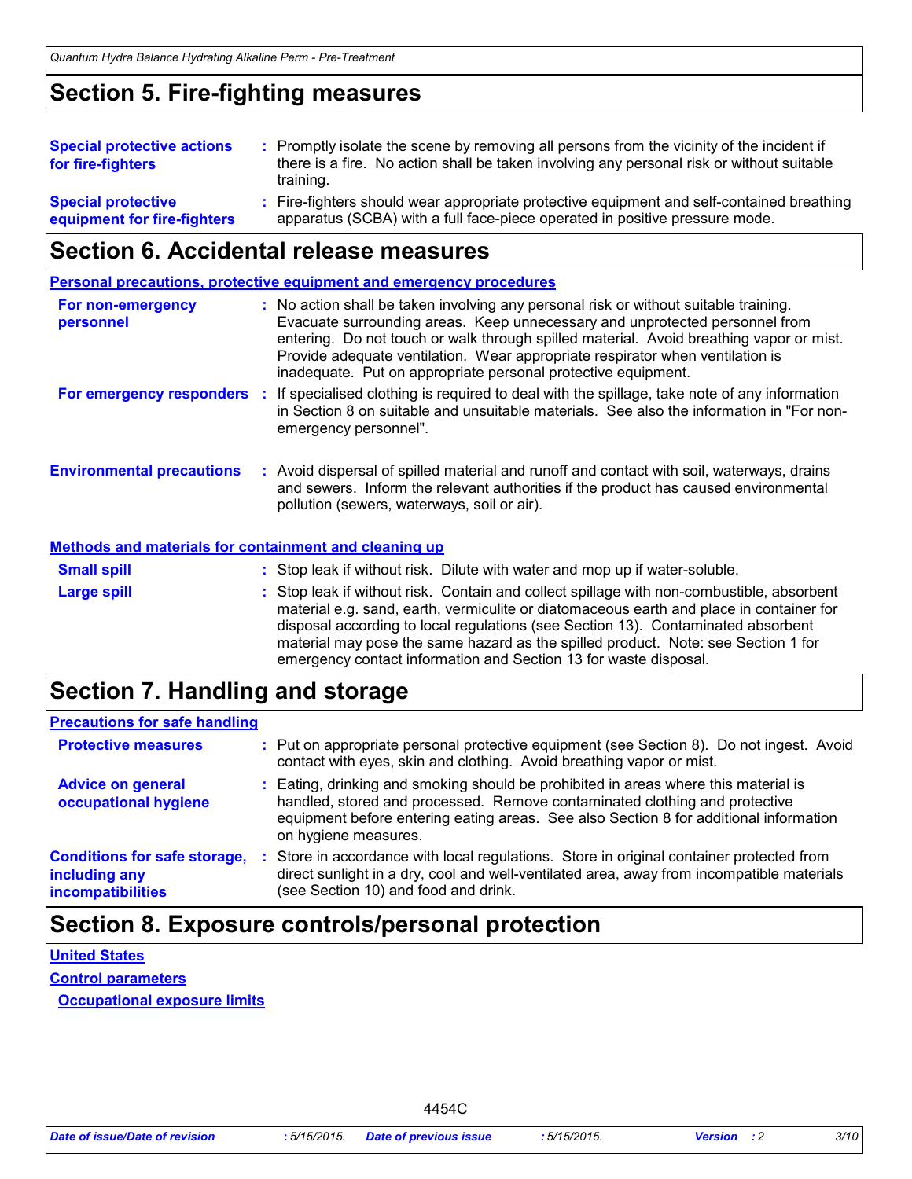## Section 5. Fire-fighting measures

**Special protective actions for fire-fighters** : Promptly isolate the scene by removing all persons from the vicinity of the incident if there is a fire. No action shall be taken involving any personal risk or without suitable training.

**Special protective equipment for fire-fighters** : Fire-fighters should wear appropriate protective equipment and self-contained breathing apparatus (SCBA) with a full face-piece operated in positive pressure mode.

## Section 6. Accidental release measures

**Personal precautions, protective equipment and emergency procedures**

**For non-emergency personnel** : No action shall be taken involving any personal risk or without suitable training. Evacuate surrounding areas. Keep unnecessary and unprotected personnel from entering. Do not touch or walk through spilled material. Avoid breathing vapor or mist. Provide adequate ventilation. Wear appropriate respirator when ventilation is inadequate. Put on appropriate personal protective equipment.

**For emergency responders** : If specialised clothing is required to deal with the spillage, take note of any information in Section 8 on suitable and unsuitable materials. See also the information in "For non-emergency personnel".

**Environmental precautions** : Avoid dispersal of spilled material and runoff and contact with soil, waterways, drains and sewers. Inform the relevant authorities if the product has caused environmental pollution (sewers, waterways, soil or air).

**Methods and materials for containment and cleaning up**

**Small spill** : Stop leak if without risk. Dilute with water and mop up if water-soluble.

**Large spill** : Stop leak if without risk. Contain and collect spillage with non-combustible, absorbent material e.g. sand, earth, vermiculite or diatomaceous earth and place in container for disposal according to local regulations (see Section 13). Contaminated absorbent material may pose the same hazard as the spilled product. Note: see Section 1 for emergency contact information and Section 13 for waste disposal.

## Section 7. Handling and storage

**Precautions for safe handling**

**Protective measures** : Put on appropriate personal protective equipment (see Section 8). Do not ingest. Avoid contact with eyes, skin and clothing. Avoid breathing vapor or mist.

**Advice on general occupational hygiene** : Eating, drinking and smoking should be prohibited in areas where this material is handled, stored and processed. Remove contaminated clothing and protective equipment before entering eating areas. See also Section 8 for additional information on hygiene measures.

**Conditions for safe storage, including any incompatibilities** : Store in accordance with local regulations. Store in original container protected from direct sunlight in a dry, cool and well-ventilated area, away from incompatible materials (see Section 10) and food and drink.

## Section 8. Exposure controls/personal protection

**United States**

**Control parameters**

**Occupational exposure limits**

4454C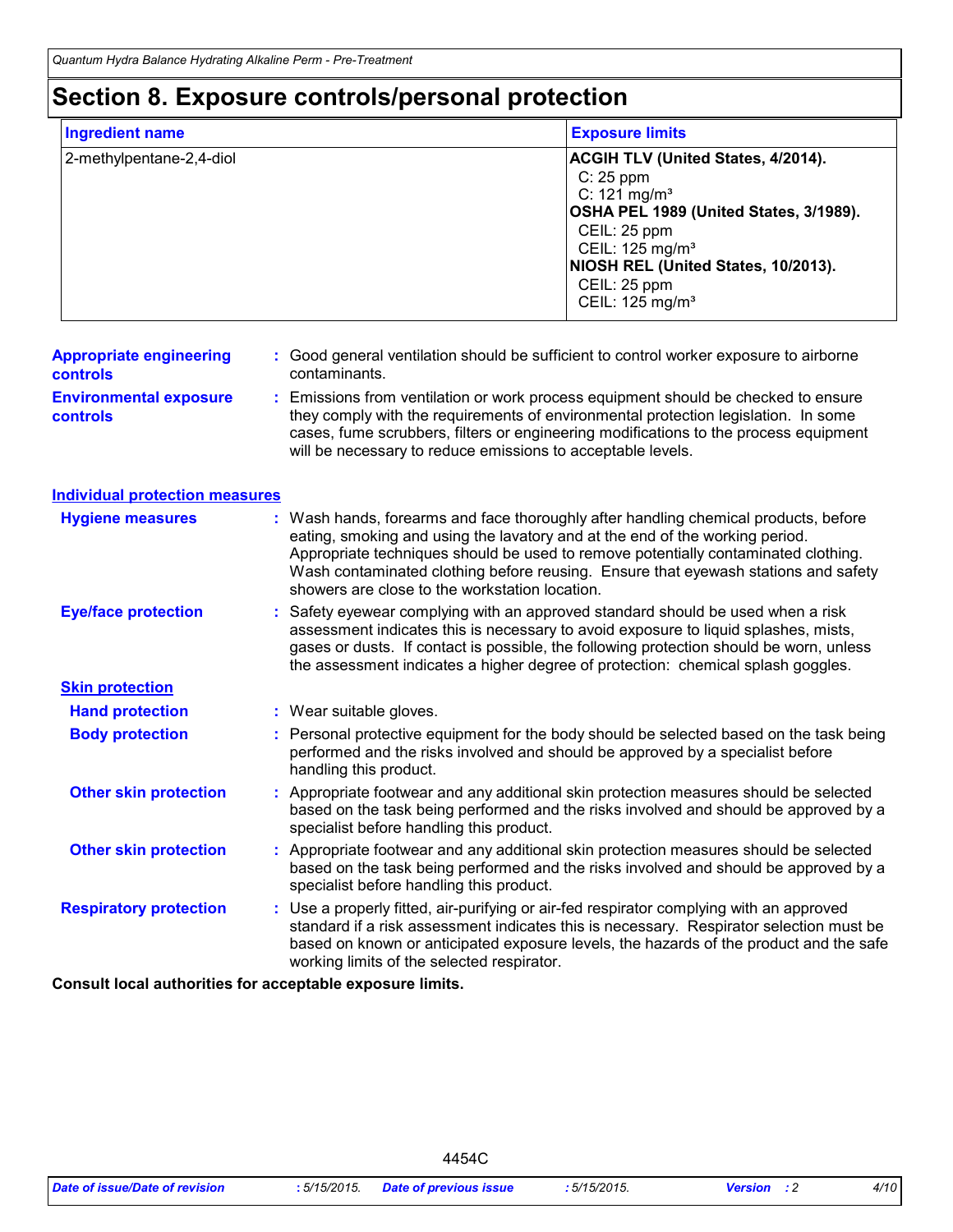# Section 8. Exposure controls/personal protection

| Ingredient name | Exposure limits |
|---|---|
| 2-methylpentane-2,4-diol | **ACGIH TLV (United States, 4/2014).**<br>C: 25 ppm<br>C: 121 mg/m³<br>**OSHA PEL 1989 (United States, 3/1989).**<br>CEIL: 25 ppm<br>CEIL: 125 mg/m³<br>**NIOSH REL (United States, 10/2013).**<br>CEIL: 25 ppm<br>CEIL: 125 mg/m³ |

**Appropriate engineering controls** : Good general ventilation should be sufficient to control worker exposure to airborne contaminants.

**Environmental exposure controls** : Emissions from ventilation or work process equipment should be checked to ensure they comply with the requirements of environmental protection legislation. In some cases, fume scrubbers, filters or engineering modifications to the process equipment will be necessary to reduce emissions to acceptable levels.

## Individual protection measures

**Hygiene measures** : Wash hands, forearms and face thoroughly after handling chemical products, before eating, smoking and using the lavatory and at the end of the working period. Appropriate techniques should be used to remove potentially contaminated clothing. Wash contaminated clothing before reusing. Ensure that eyewash stations and safety showers are close to the workstation location.

**Eye/face protection** : Safety eyewear complying with an approved standard should be used when a risk assessment indicates this is necessary to avoid exposure to liquid splashes, mists, gases or dusts. If contact is possible, the following protection should be worn, unless the assessment indicates a higher degree of protection: chemical splash goggles.

### Skin protection

**Hand protection** : Wear suitable gloves.

**Body protection** : Personal protective equipment for the body should be selected based on the task being performed and the risks involved and should be approved by a specialist before handling this product.

**Other skin protection** : Appropriate footwear and any additional skin protection measures should be selected based on the task being performed and the risks involved and should be approved by a specialist before handling this product.

**Other skin protection** : Appropriate footwear and any additional skin protection measures should be selected based on the task being performed and the risks involved and should be approved by a specialist before handling this product.

**Respiratory protection** : Use a properly fitted, air-purifying or air-fed respirator complying with an approved standard if a risk assessment indicates this is necessary. Respirator selection must be based on known or anticipated exposure levels, the hazards of the product and the safe working limits of the selected respirator.

**Consult local authorities for acceptable exposure limits.**

4454C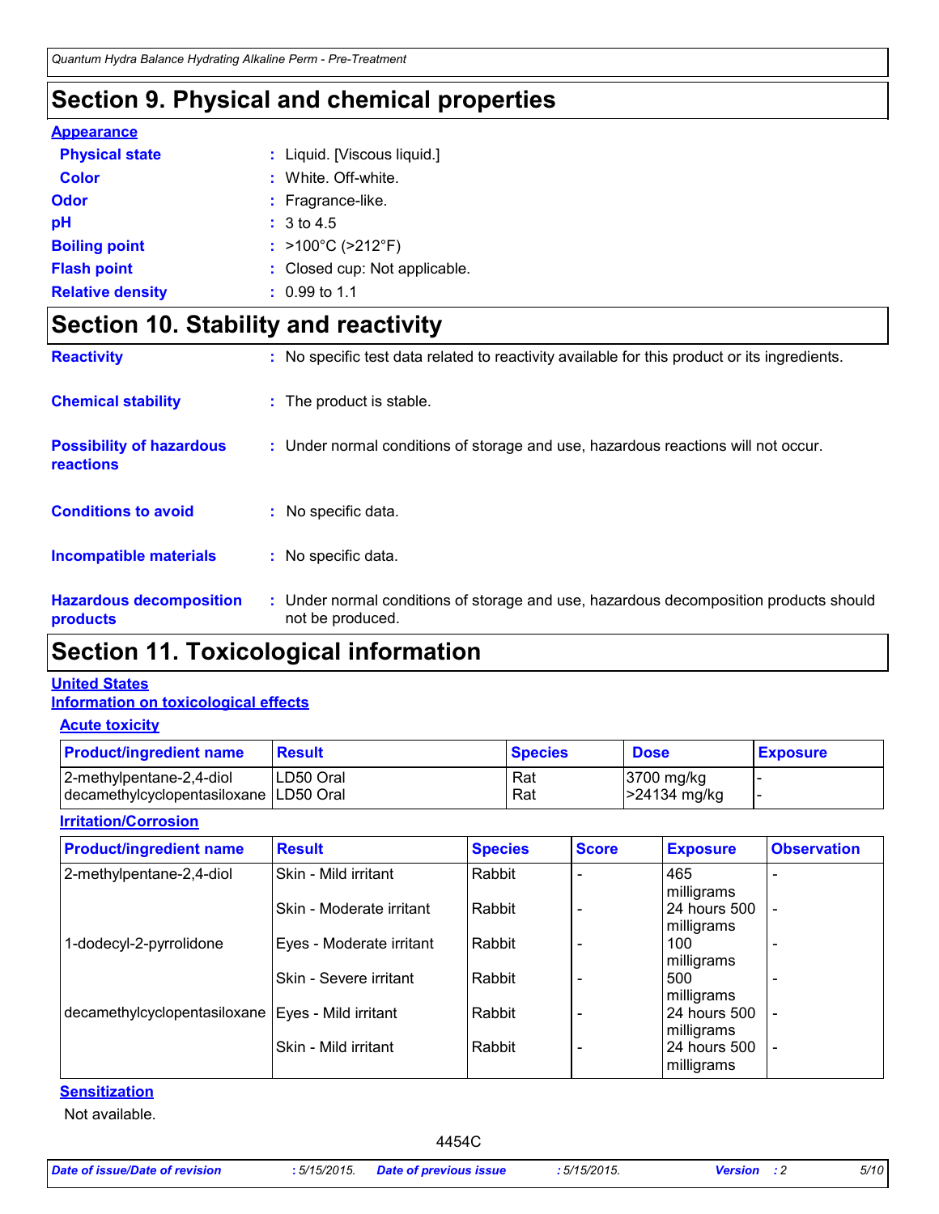## Section 9. Physical and chemical properties

**Appearance**

| | |
|---|---|
| **Physical state** | : Liquid. [Viscous liquid.] |
| **Color** | : White. Off-white. |
| **Odor** | : Fragrance-like. |
| **pH** | : 3 to 4.5 |
| **Boiling point** | : >100°C (>212°F) |
| **Flash point** | : Closed cup: Not applicable. |
| **Relative density** | : 0.99 to 1.1 |

## Section 10. Stability and reactivity

| | |
|---|---|
| **Reactivity** | : No specific test data related to reactivity available for this product or its ingredients. |
| **Chemical stability** | : The product is stable. |
| **Possibility of hazardous reactions** | : Under normal conditions of storage and use, hazardous reactions will not occur. |
| **Conditions to avoid** | : No specific data. |
| **Incompatible materials** | : No specific data. |
| **Hazardous decomposition products** | : Under normal conditions of storage and use, hazardous decomposition products should not be produced. |

## Section 11. Toxicological information

**United States**

**Information on toxicological effects**

**Acute toxicity**

| Product/ingredient name | Result | Species | Dose | Exposure |
|---|---|---|---|---|
| 2-methylpentane-2,4-diol | LD50 Oral | Rat | 3700 mg/kg | - |
| decamethylcyclopentasiloxane | LD50 Oral | Rat | >24134 mg/kg | - |

**Irritation/Corrosion**

| Product/ingredient name | Result | Species | Score | Exposure | Observation |
|---|---|---|---|---|---|
| 2-methylpentane-2,4-diol | Skin - Mild irritant | Rabbit | - | 465 milligrams | - |
| | Skin - Moderate irritant | Rabbit | - | 24 hours 500 milligrams | - |
| 1-dodecyl-2-pyrrolidone | Eyes - Moderate irritant | Rabbit | - | 100 milligrams | - |
| | Skin - Severe irritant | Rabbit | - | 500 milligrams | - |
| decamethylcyclopentasiloxane | Eyes - Mild irritant | Rabbit | - | 24 hours 500 milligrams | - |
| | Skin - Mild irritant | Rabbit | - | 24 hours 500 milligrams | - |

**Sensitization**

Not available.

4454C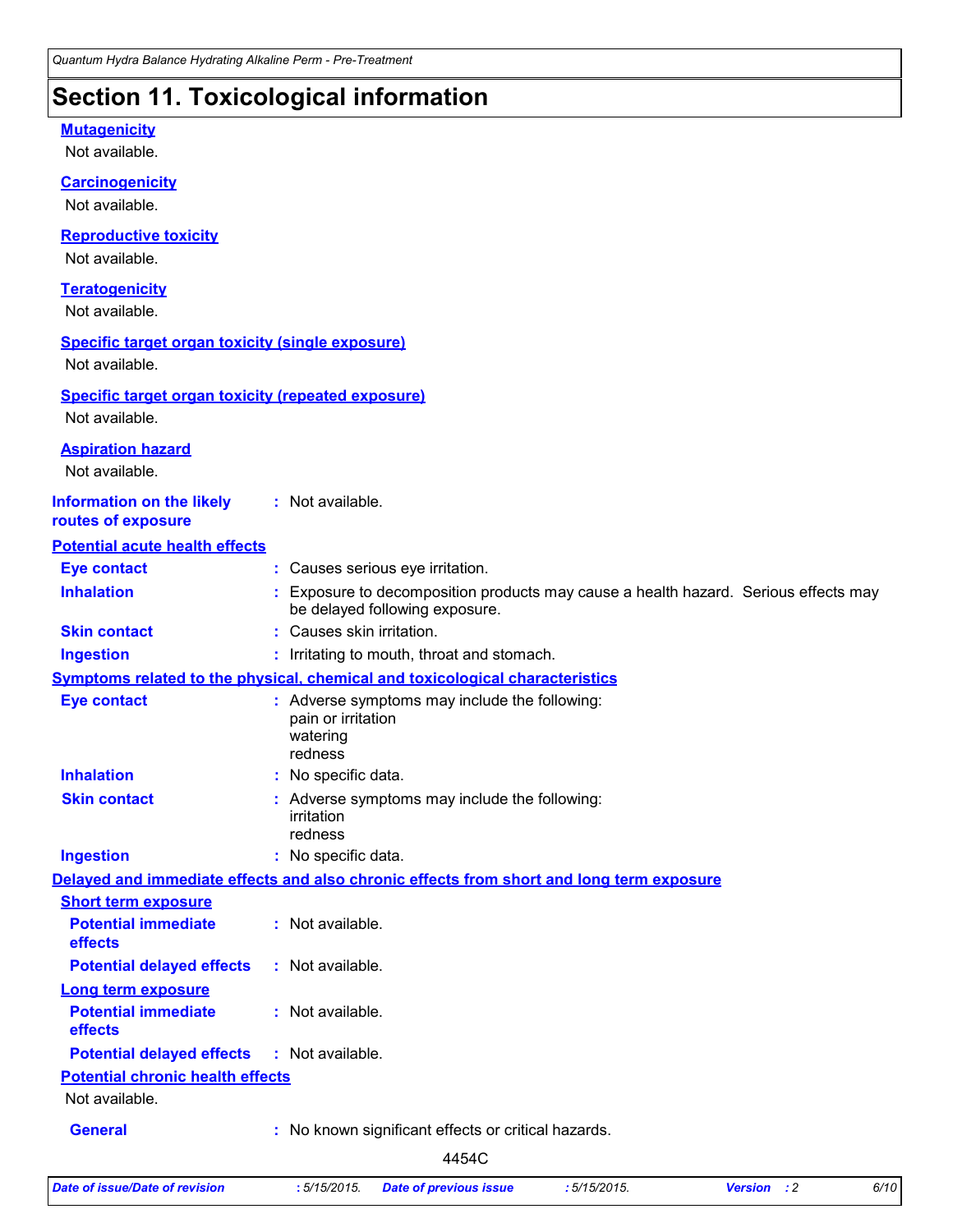# Section 11. Toxicological information

**Mutagenicity**

Not available.

**Carcinogenicity**

Not available.

**Reproductive toxicity**

Not available.

**Teratogenicity**

Not available.

**Specific target organ toxicity (single exposure)**

Not available.

**Specific target organ toxicity (repeated exposure)**

Not available.

**Aspiration hazard**

Not available.

**Information on the likely routes of exposure** : Not available.

**Potential acute health effects**

**Eye contact** : Causes serious eye irritation.

**Inhalation** : Exposure to decomposition products may cause a health hazard. Serious effects may be delayed following exposure.

**Skin contact** : Causes skin irritation.

**Ingestion** : Irritating to mouth, throat and stomach.

**Symptoms related to the physical, chemical and toxicological characteristics**

**Eye contact** : Adverse symptoms may include the following:
pain or irritation
watering
redness

**Inhalation** : No specific data.

**Skin contact** : Adverse symptoms may include the following:
irritation
redness

**Ingestion** : No specific data.

**Delayed and immediate effects and also chronic effects from short and long term exposure**

**Short term exposure**

**Potential immediate effects** : Not available.

**Potential delayed effects** : Not available.

**Long term exposure**

**Potential immediate effects** : Not available.

**Potential delayed effects** : Not available.

**Potential chronic health effects**

Not available.

**General** : No known significant effects or critical hazards.

4454C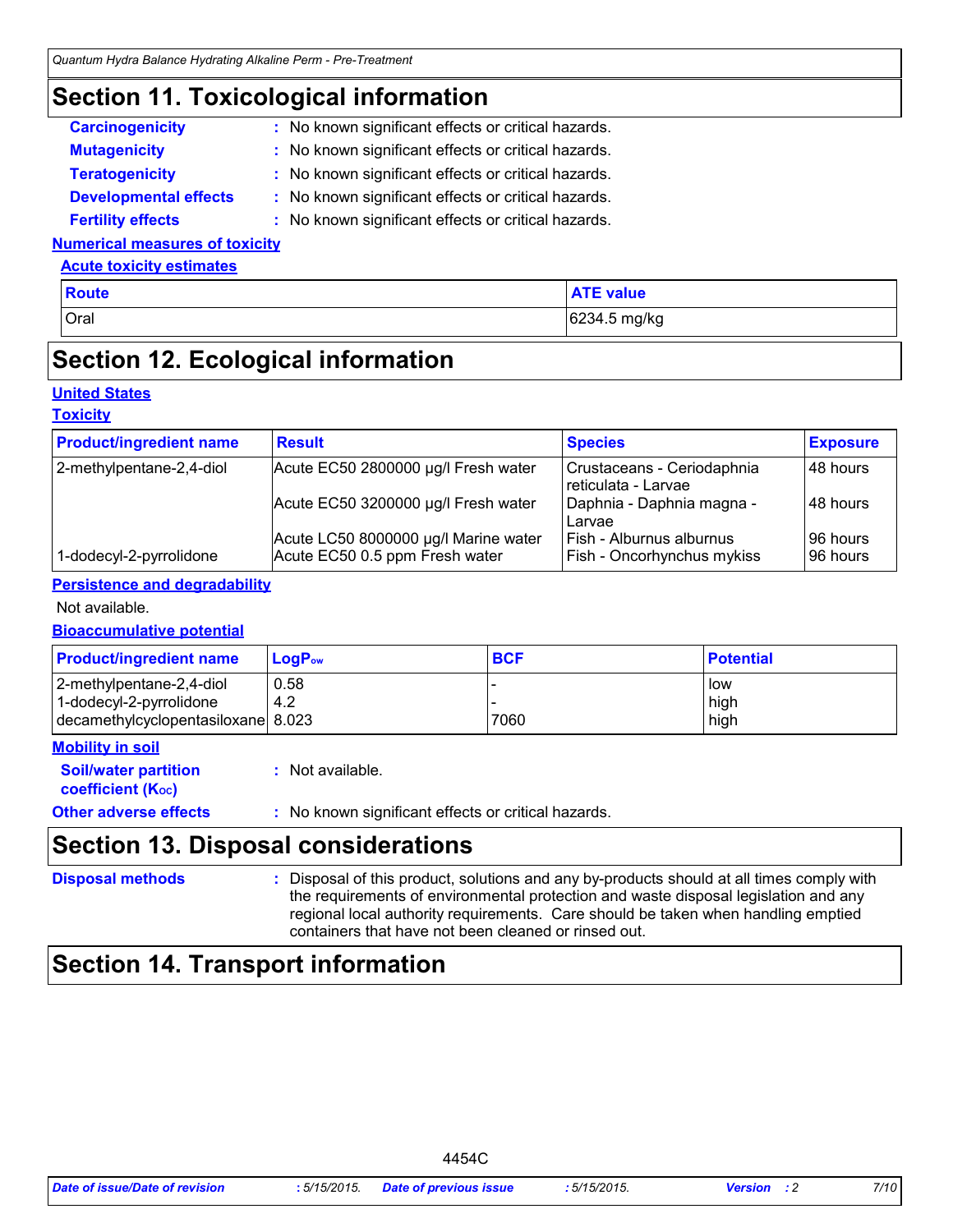# Section 11. Toxicological information

**Carcinogenicity** : No known significant effects or critical hazards.

**Mutagenicity** : No known significant effects or critical hazards.

**Teratogenicity** : No known significant effects or critical hazards.

**Developmental effects** : No known significant effects or critical hazards.

**Fertility effects** : No known significant effects or critical hazards.

### Numerical measures of toxicity

#### Acute toxicity estimates

| Route | ATE value |
|---|---|
| Oral | 6234.5 mg/kg |

# Section 12. Ecological information

### United States

### Toxicity

| Product/ingredient name | Result | Species | Exposure |
|---|---|---|---|
| 2-methylpentane-2,4-diol | Acute EC50 2800000 µg/l Fresh water | Crustaceans - Ceriodaphnia reticulata - Larvae | 48 hours |
| | Acute EC50 3200000 µg/l Fresh water | Daphnia - Daphnia magna - Larvae | 48 hours |
| | Acute LC50 8000000 µg/l Marine water | Fish - Alburnus alburnus | 96 hours |
| 1-dodecyl-2-pyrrolidone | Acute EC50 0.5 ppm Fresh water | Fish - Oncorhynchus mykiss | 96 hours |

### Persistence and degradability

Not available.

### Bioaccumulative potential

| Product/ingredient name | $LogP_{ow}$ | BCF | Potential |
|---|---|---|---|
| 2-methylpentane-2,4-diol | 0.58 | - | low |
| 1-dodecyl-2-pyrrolidone | 4.2 | - | high |
| decamethylcyclopentasiloxane | 8.023 | 7060 | high |

### Mobility in soil

**Soil/water partition coefficient ($K_{OC}$)** : Not available.

**Other adverse effects** : No known significant effects or critical hazards.

# Section 13. Disposal considerations

**Disposal methods** : Disposal of this product, solutions and any by-products should at all times comply with the requirements of environmental protection and waste disposal legislation and any regional local authority requirements. Care should be taken when handling emptied containers that have not been cleaned or rinsed out.

# Section 14. Transport information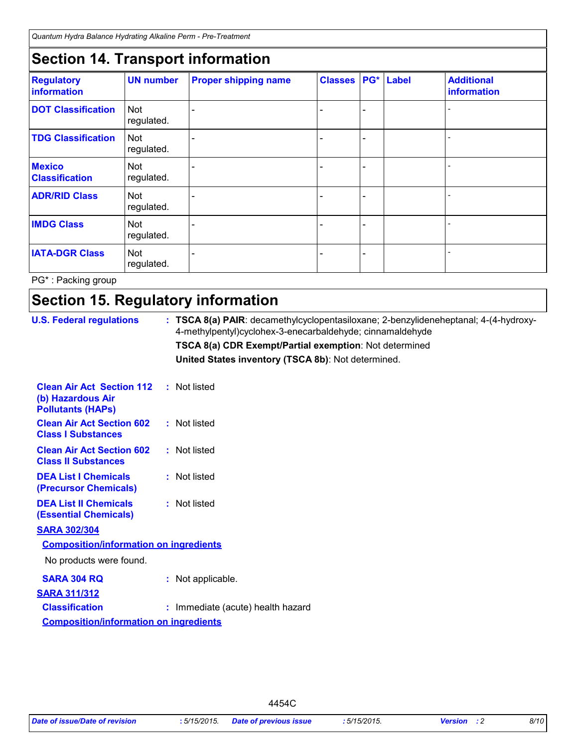## Section 14. Transport information

| Regulatory information | UN number | Proper shipping name | Classes | PG* | Label | Additional information |
|---|---|---|---|---|---|---|
| **DOT Classification** | Not regulated. | - | - | - | | - |
| **TDG Classification** | Not regulated. | - | - | - | | - |
| **Mexico Classification** | Not regulated. | - | - | - | | - |
| **ADR/RID Class** | Not regulated. | - | - | - | | - |
| **IMDG Class** | Not regulated. | - | - | - | | - |
| **IATA-DGR Class** | Not regulated. | - | - | - | | - |

PG* : Packing group

## Section 15. Regulatory information

**U.S. Federal regulations** : **TSCA 8(a) PAIR**: decamethylcyclopentasiloxane; 2-benzylideneheptanal; 4-(4-hydroxy-4-methylpentyl)cyclohex-3-enecarbaldehyde; cinnamaldehyde

**TSCA 8(a) CDR Exempt/Partial exemption**: Not determined

**United States inventory (TSCA 8b)**: Not determined.

**Clean Air Act Section 112 (b) Hazardous Air Pollutants (HAPs)** : Not listed

**Clean Air Act Section 602 Class I Substances** : Not listed

**Clean Air Act Section 602 Class II Substances** : Not listed

**DEA List I Chemicals (Precursor Chemicals)** : Not listed

**DEA List II Chemicals (Essential Chemicals)** : Not listed

**SARA 302/304**

**Composition/information on ingredients**

No products were found.

**SARA 304 RQ** : Not applicable.

**SARA 311/312**

**Classification** : Immediate (acute) health hazard

**Composition/information on ingredients**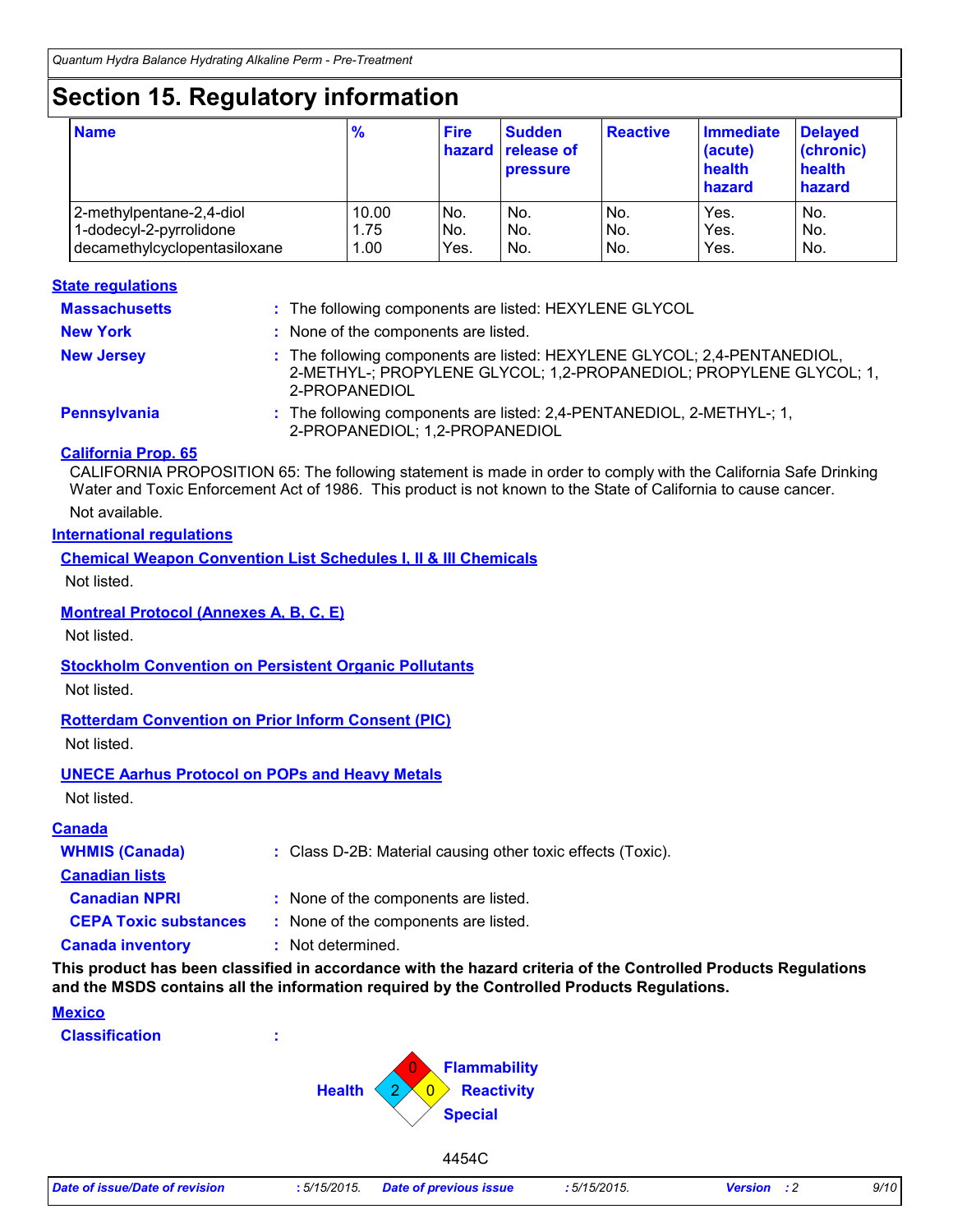# Section 15. Regulatory information

| Name | % | Fire hazard | Sudden release of pressure | Reactive | Immediate (acute) health hazard | Delayed (chronic) health hazard |
|---|---|---|---|---|---|---|
| 2-methylpentane-2,4-diol | 10.00 | No. | No. | No. | Yes. | No. |
| 1-dodecyl-2-pyrrolidone | 1.75 | No. | No. | No. | Yes. | No. |
| decamethylcyclopentasiloxane | 1.00 | Yes. | No. | No. | Yes. | No. |

## State regulations

**Massachusetts** : The following components are listed: HEXYLENE GLYCOL

**New York** : None of the components are listed.

**New Jersey** : The following components are listed: HEXYLENE GLYCOL; 2,4-PENTANEDIOL, 2-METHYL-; PROPYLENE GLYCOL; 1,2-PROPANEDIOL; PROPYLENE GLYCOL; 1, 2-PROPANEDIOL

**Pennsylvania** : The following components are listed: 2,4-PENTANEDIOL, 2-METHYL-; 1, 2-PROPANEDIOL; 1,2-PROPANEDIOL

### California Prop. 65

CALIFORNIA PROPOSITION 65: The following statement is made in order to comply with the California Safe Drinking Water and Toxic Enforcement Act of 1986. This product is not known to the State of California to cause cancer.

Not available.

## International regulations

### Chemical Weapon Convention List Schedules I, II & III Chemicals

Not listed.

### Montreal Protocol (Annexes A, B, C, E)

Not listed.

### Stockholm Convention on Persistent Organic Pollutants

Not listed.

### Rotterdam Convention on Prior Inform Consent (PIC)

Not listed.

### UNECE Aarhus Protocol on POPs and Heavy Metals

Not listed.

## Canada

**WHMIS (Canada)** : Class D-2B: Material causing other toxic effects (Toxic).

**Canadian lists**

**Canadian NPRI** : None of the components are listed.

**CEPA Toxic substances** : None of the components are listed.

**Canada inventory** : Not determined.

**This product has been classified in accordance with the hazard criteria of the Controlled Products Regulations and the MSDS contains all the information required by the Controlled Products Regulations.**

## Mexico

**Classification** :

Health: 2
Flammability: 0
Reactivity: 0
Special

4454C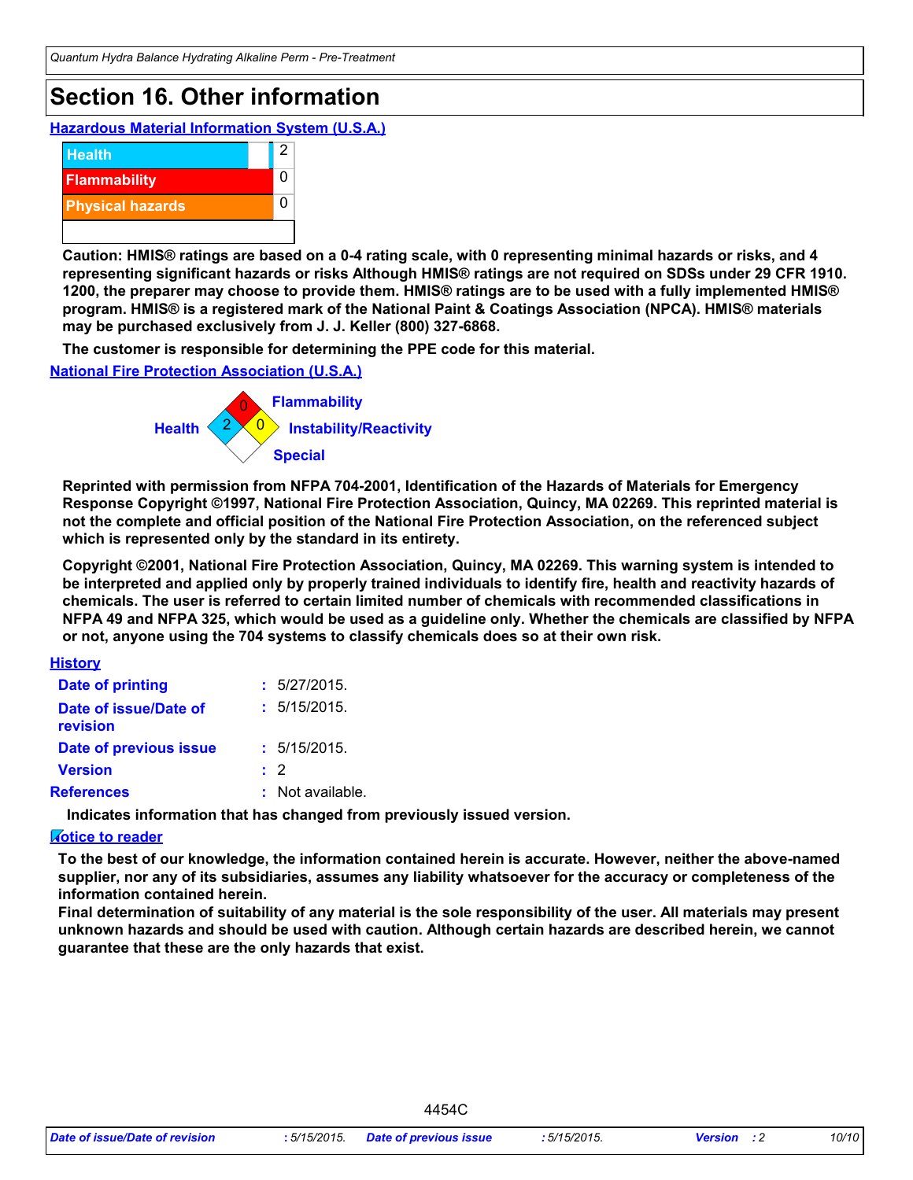# Section 16. Other information

**Hazardous Material Information System (U.S.A.)**

| | |
|---|---|
| Health | 2 |
| Flammability | 0 |
| Physical hazards | 0 |

**Caution: HMIS® ratings are based on a 0-4 rating scale, with 0 representing minimal hazards or risks, and 4 representing significant hazards or risks Although HMIS® ratings are not required on SDSs under 29 CFR 1910. 1200, the preparer may choose to provide them. HMIS® ratings are to be used with a fully implemented HMIS® program. HMIS® is a registered mark of the National Paint & Coatings Association (NPCA). HMIS® materials may be purchased exclusively from J. J. Keller (800) 327-6868.**

**The customer is responsible for determining the PPE code for this material.**

**National Fire Protection Association (U.S.A.)**

Flammability: 0
Health: 2
Instability/Reactivity: 0
Special

**Reprinted with permission from NFPA 704-2001, Identification of the Hazards of Materials for Emergency Response Copyright ©1997, National Fire Protection Association, Quincy, MA 02269. This reprinted material is not the complete and official position of the National Fire Protection Association, on the referenced subject which is represented only by the standard in its entirety.**

**Copyright ©2001, National Fire Protection Association, Quincy, MA 02269. This warning system is intended to be interpreted and applied only by properly trained individuals to identify fire, health and reactivity hazards of chemicals. The user is referred to certain limited number of chemicals with recommended classifications in NFPA 49 and NFPA 325, which would be used as a guideline only. Whether the chemicals are classified by NFPA or not, anyone using the 704 systems to classify chemicals does so at their own risk.**

**History**

| | |
|---|---|
| Date of printing | : 5/27/2015. |
| Date of issue/Date of revision | : 5/15/2015. |
| Date of previous issue | : 5/15/2015. |
| Version | : 2 |
| References | : Not available. |

**Indicates information that has changed from previously issued version.**

**Notice to reader**

**To the best of our knowledge, the information contained herein is accurate. However, neither the above-named supplier, nor any of its subsidiaries, assumes any liability whatsoever for the accuracy or completeness of the information contained herein.**
**Final determination of suitability of any material is the sole responsibility of the user. All materials may present unknown hazards and should be used with caution. Although certain hazards are described herein, we cannot guarantee that these are the only hazards that exist.**

4454C